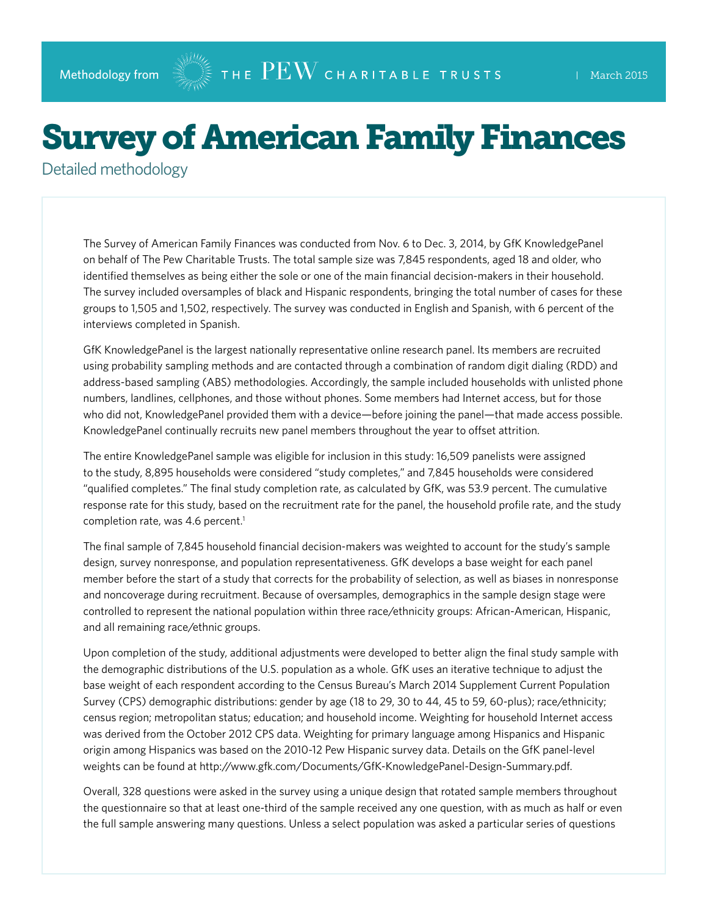Methodology from THE PEW CHARITABLE TRUSTS | March 2015

# Survey of American Family Finances

## Detailed methodology

The Survey of American Family Finances was conducted from Nov. 6 to Dec. 3, 2014, by GfK KnowledgePanel on behalf of The Pew Charitable Trusts. The total sample size was 7,845 respondents, aged 18 and older, who identified themselves as being either the sole or one of the main financial decision-makers in their household. The survey included oversamples of black and Hispanic respondents, bringing the total number of cases for these groups to 1,505 and 1,502, respectively. The survey was conducted in English and Spanish, with 6 percent of the interviews completed in Spanish.

GfK KnowledgePanel is the largest nationally representative online research panel. Its members are recruited using probability sampling methods and are contacted through a combination of random digit dialing (RDD) and address-based sampling (ABS) methodologies. Accordingly, the sample included households with unlisted phone numbers, landlines, cellphones, and those without phones. Some members had Internet access, but for those who did not, KnowledgePanel provided them with a device—before joining the panel—that made access possible. KnowledgePanel continually recruits new panel members throughout the year to offset attrition.

The entire KnowledgePanel sample was eligible for inclusion in this study: 16,509 panelists were assigned to the study, 8,895 households were considered "study completes," and 7,845 households were considered "qualified completes." The final study completion rate, as calculated by GfK, was 53.9 percent. The cumulative response rate for this study, based on the recruitment rate for the panel, the household profile rate, and the study completion rate, was 4.6 percent.[1]

The final sample of 7,845 household financial decision-makers was weighted to account for the study's sample design, survey nonresponse, and population representativeness. GfK develops a base weight for each panel member before the start of a study that corrects for the probability of selection, as well as biases in nonresponse and noncoverage during recruitment. Because of oversamples, demographics in the sample design stage were controlled to represent the national population within three race/ethnicity groups: African-American, Hispanic, and all remaining race/ethnic groups.

Upon completion of the study, additional adjustments were developed to better align the final study sample with the demographic distributions of the U.S. population as a whole. GfK uses an iterative technique to adjust the base weight of each respondent according to the Census Bureau's March 2014 Supplement Current Population Survey (CPS) demographic distributions: gender by age (18 to 29, 30 to 44, 45 to 59, 60-plus); race/ethnicity; census region; metropolitan status; education; and household income. Weighting for household Internet access was derived from the October 2012 CPS data. Weighting for primary language among Hispanics and Hispanic origin among Hispanics was based on the 2010-12 Pew Hispanic survey data. Details on the GfK panel-level weights can be found at http://www.gfk.com/Documents/GfK-KnowledgePanel-Design-Summary.pdf.

Overall, 328 questions were asked in the survey using a unique design that rotated sample members throughout the questionnaire so that at least one-third of the sample received any one question, with as much as half or even the full sample answering many questions. Unless a select population was asked a particular series of questions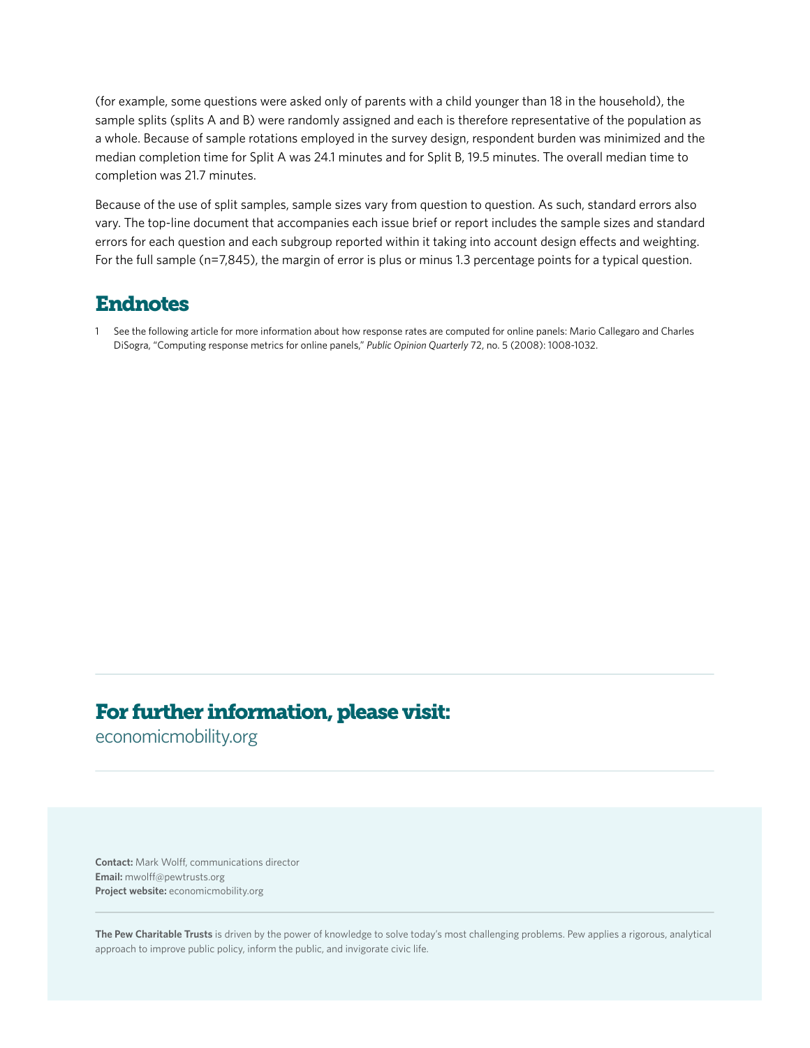(for example, some questions were asked only of parents with a child younger than 18 in the household), the sample splits (splits A and B) were randomly assigned and each is therefore representative of the population as a whole. Because of sample rotations employed in the survey design, respondent burden was minimized and the median completion time for Split A was 24.1 minutes and for Split B, 19.5 minutes. The overall median time to completion was 21.7 minutes.

Because of the use of split samples, sample sizes vary from question to question. As such, standard errors also vary. The top-line document that accompanies each issue brief or report includes the sample sizes and standard errors for each question and each subgroup reported within it taking into account design effects and weighting. For the full sample (n=7,845), the margin of error is plus or minus 1.3 percentage points for a typical question.

## Endnotes

1 See the following article for more information about how response rates are computed for online panels: Mario Callegaro and Charles DiSogra, "Computing response metrics for online panels," *Public Opinion Quarterly* 72, no. 5 (2008): 1008-1032.

## For further information, please visit:

economicmobility.org

**Contact:** Mark Wolff, communications director
**Email:** mwolff@pewtrusts.org
**Project website:** economicmobility.org

**The Pew Charitable Trusts** is driven by the power of knowledge to solve today's most challenging problems. Pew applies a rigorous, analytical approach to improve public policy, inform the public, and invigorate civic life.